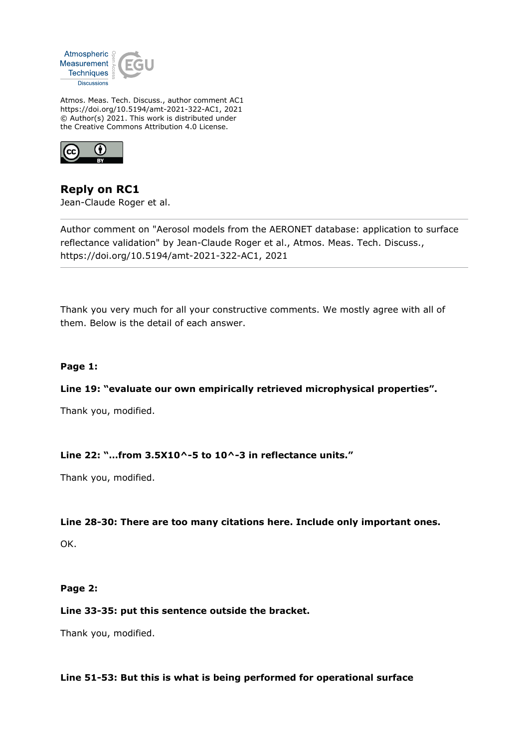Atmospheric Measurement Techniques Discussions

Atmos. Meas. Tech. Discuss., author comment AC1
https://doi.org/10.5194/amt-2021-322-AC1, 2021
© Author(s) 2021. This work is distributed under
the Creative Commons Attribution 4.0 License.

## Reply on RC1

Jean-Claude Roger et al.

---

Author comment on "Aerosol models from the AERONET database: application to surface reflectance validation" by Jean-Claude Roger et al., Atmos. Meas. Tech. Discuss., https://doi.org/10.5194/amt-2021-322-AC1, 2021

---

Thank you very much for all your constructive comments. We mostly agree with all of them. Below is the detail of each answer.

**Page 1:**

**Line 19: "evaluate our own empirically retrieved microphysical properties".**

Thank you, modified.

**Line 22: "…from 3.5X10^-5 to 10^-3 in reflectance units."**

Thank you, modified.

**Line 28-30: There are too many citations here. Include only important ones.**

OK.

**Page 2:**

**Line 33-35: put this sentence outside the bracket.**

Thank you, modified.

**Line 51-53: But this is what is being performed for operational surface**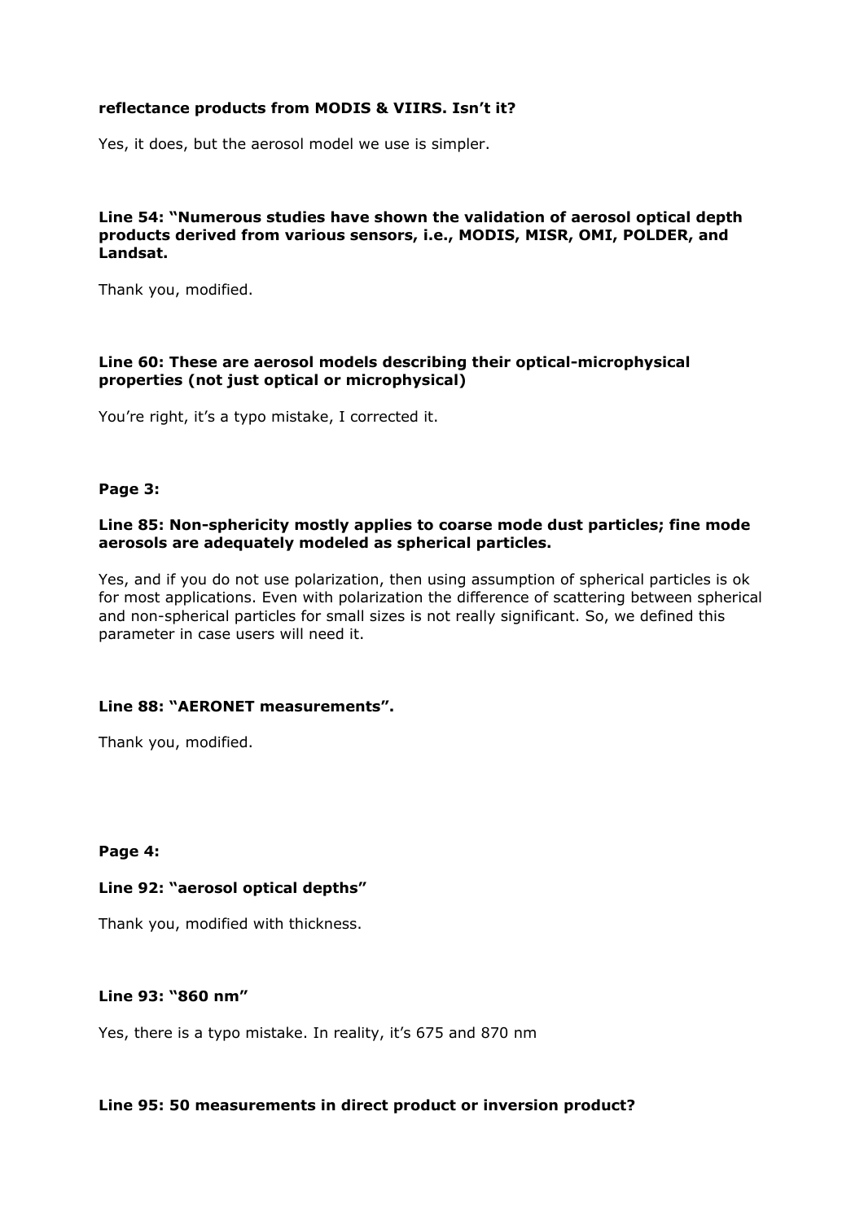**reflectance products from MODIS & VIIRS. Isn't it?**

Yes, it does, but the aerosol model we use is simpler.

**Line 54: "Numerous studies have shown the validation of aerosol optical depth products derived from various sensors, i.e., MODIS, MISR, OMI, POLDER, and Landsat.**

Thank you, modified.

**Line 60: These are aerosol models describing their optical-microphysical properties (not just optical or microphysical)**

You're right, it's a typo mistake, I corrected it.

**Page 3:**

**Line 85: Non-sphericity mostly applies to coarse mode dust particles; fine mode aerosols are adequately modeled as spherical particles.**

Yes, and if you do not use polarization, then using assumption of spherical particles is ok for most applications. Even with polarization the difference of scattering between spherical and non-spherical particles for small sizes is not really significant. So, we defined this parameter in case users will need it.

**Line 88: "AERONET measurements".**

Thank you, modified.

**Page 4:**

**Line 92: "aerosol optical depths"**

Thank you, modified with thickness.

**Line 93: "860 nm"**

Yes, there is a typo mistake. In reality, it's 675 and 870 nm

**Line 95: 50 measurements in direct product or inversion product?**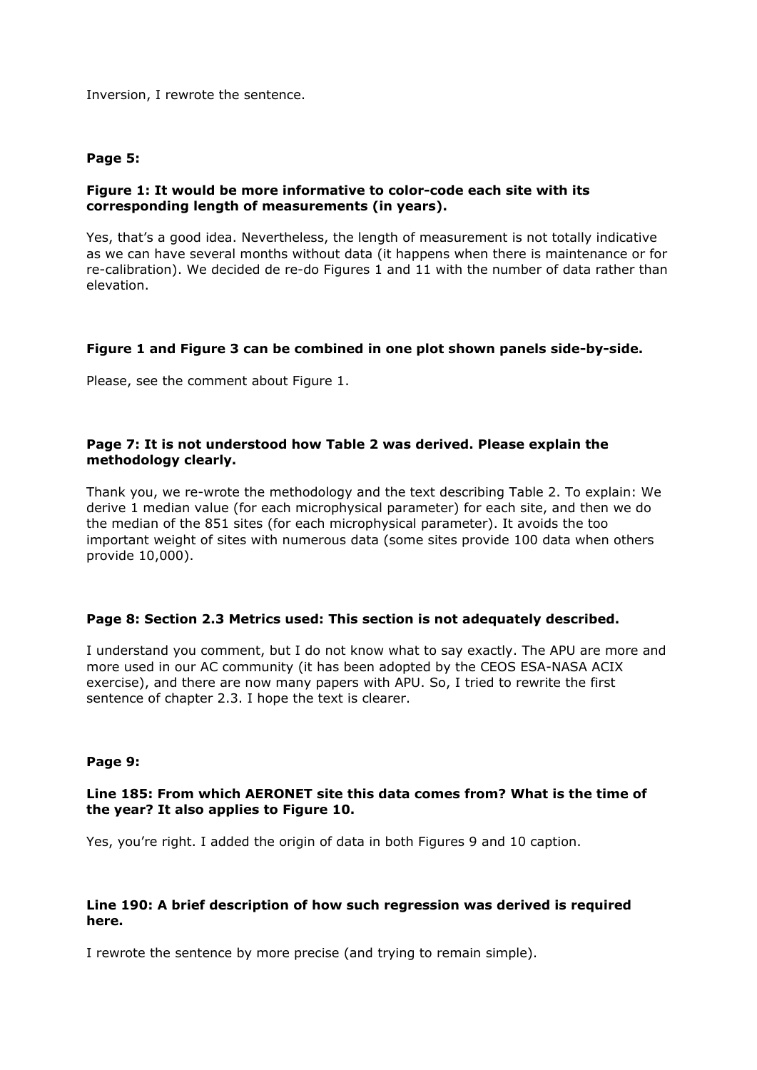Inversion, I rewrote the sentence.

**Page 5:**

**Figure 1: It would be more informative to color-code each site with its corresponding length of measurements (in years).**

Yes, that's a good idea. Nevertheless, the length of measurement is not totally indicative as we can have several months without data (it happens when there is maintenance or for re-calibration). We decided de re-do Figures 1 and 11 with the number of data rather than elevation.

**Figure 1 and Figure 3 can be combined in one plot shown panels side-by-side.**

Please, see the comment about Figure 1.

**Page 7: It is not understood how Table 2 was derived. Please explain the methodology clearly.**

Thank you, we re-wrote the methodology and the text describing Table 2. To explain: We derive 1 median value (for each microphysical parameter) for each site, and then we do the median of the 851 sites (for each microphysical parameter). It avoids the too important weight of sites with numerous data (some sites provide 100 data when others provide 10,000).

**Page 8: Section 2.3 Metrics used: This section is not adequately described.**

I understand you comment, but I do not know what to say exactly. The APU are more and more used in our AC community (it has been adopted by the CEOS ESA-NASA ACIX exercise), and there are now many papers with APU. So, I tried to rewrite the first sentence of chapter 2.3. I hope the text is clearer.

**Page 9:**

**Line 185: From which AERONET site this data comes from? What is the time of the year? It also applies to Figure 10.**

Yes, you're right. I added the origin of data in both Figures 9 and 10 caption.

**Line 190: A brief description of how such regression was derived is required here.**

I rewrote the sentence by more precise (and trying to remain simple).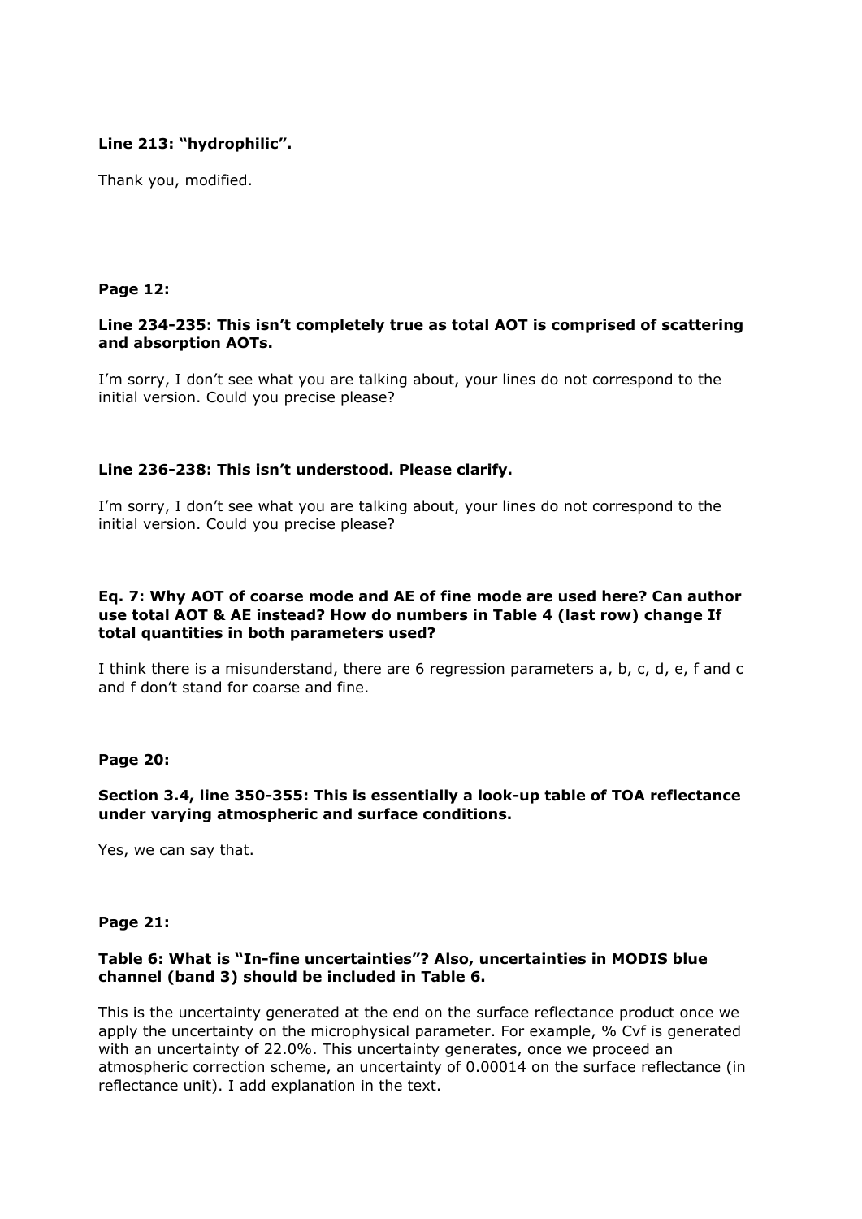**Line 213: "hydrophilic".**

Thank you, modified.

**Page 12:**

**Line 234-235: This isn't completely true as total AOT is comprised of scattering and absorption AOTs.**

I'm sorry, I don't see what you are talking about, your lines do not correspond to the initial version. Could you precise please?

**Line 236-238: This isn't understood. Please clarify.**

I'm sorry, I don't see what you are talking about, your lines do not correspond to the initial version. Could you precise please?

**Eq. 7: Why AOT of coarse mode and AE of fine mode are used here? Can author use total AOT & AE instead? How do numbers in Table 4 (last row) change If total quantities in both parameters used?**

I think there is a misunderstand, there are 6 regression parameters a, b, c, d, e, f and c and f don't stand for coarse and fine.

**Page 20:**

**Section 3.4, line 350-355: This is essentially a look-up table of TOA reflectance under varying atmospheric and surface conditions.**

Yes, we can say that.

**Page 21:**

**Table 6: What is "In-fine uncertainties"? Also, uncertainties in MODIS blue channel (band 3) should be included in Table 6.**

This is the uncertainty generated at the end on the surface reflectance product once we apply the uncertainty on the microphysical parameter. For example, % Cvf is generated with an uncertainty of 22.0%. This uncertainty generates, once we proceed an atmospheric correction scheme, an uncertainty of 0.00014 on the surface reflectance (in reflectance unit). I add explanation in the text.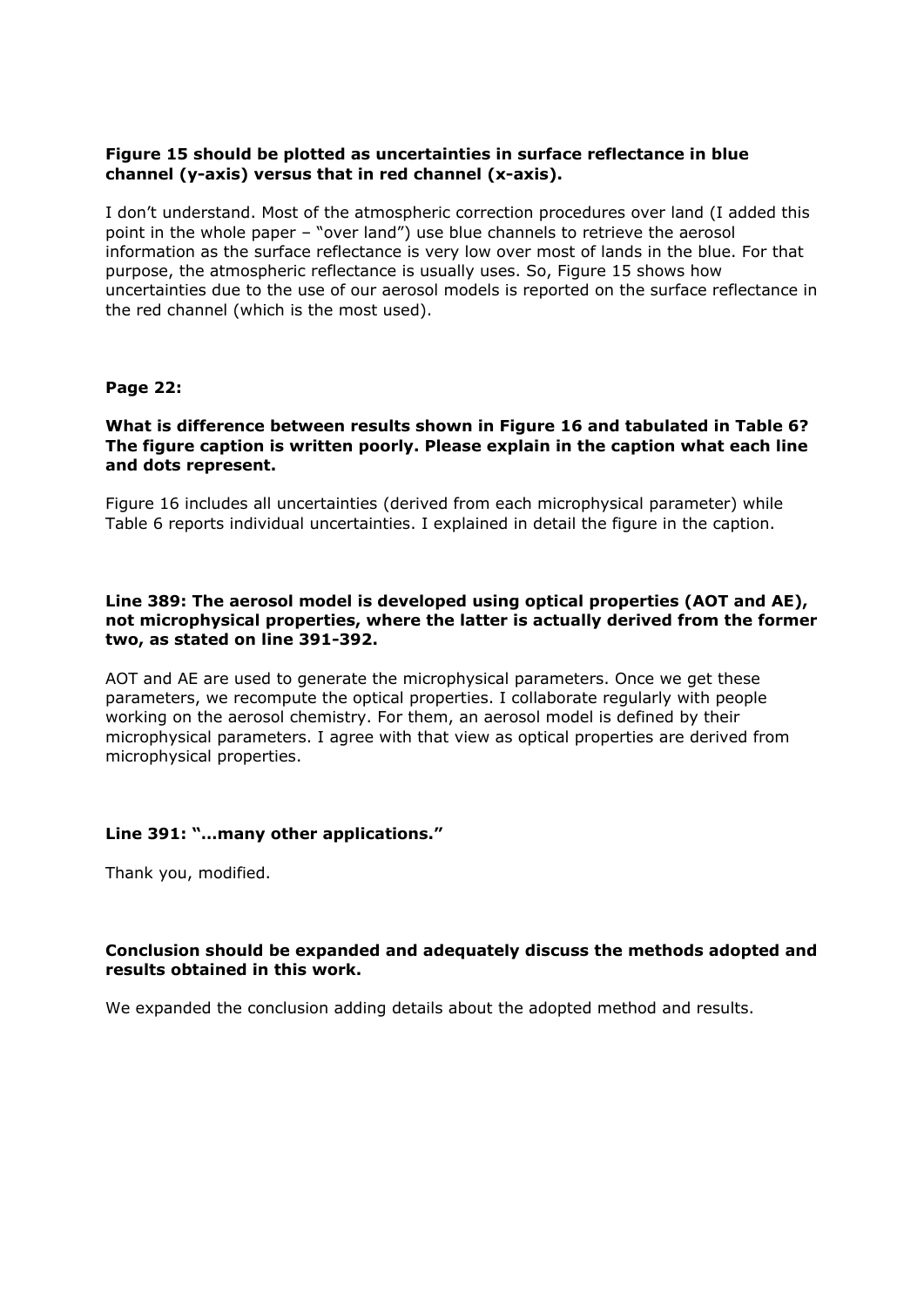**Figure 15 should be plotted as uncertainties in surface reflectance in blue channel (y-axis) versus that in red channel (x-axis).**

I don't understand. Most of the atmospheric correction procedures over land (I added this point in the whole paper – "over land") use blue channels to retrieve the aerosol information as the surface reflectance is very low over most of lands in the blue. For that purpose, the atmospheric reflectance is usually uses. So, Figure 15 shows how uncertainties due to the use of our aerosol models is reported on the surface reflectance in the red channel (which is the most used).

**Page 22:**

**What is difference between results shown in Figure 16 and tabulated in Table 6? The figure caption is written poorly. Please explain in the caption what each line and dots represent.**

Figure 16 includes all uncertainties (derived from each microphysical parameter) while Table 6 reports individual uncertainties. I explained in detail the figure in the caption.

**Line 389: The aerosol model is developed using optical properties (AOT and AE), not microphysical properties, where the latter is actually derived from the former two, as stated on line 391-392.**

AOT and AE are used to generate the microphysical parameters. Once we get these parameters, we recompute the optical properties. I collaborate regularly with people working on the aerosol chemistry. For them, an aerosol model is defined by their microphysical parameters. I agree with that view as optical properties are derived from microphysical properties.

**Line 391: "…many other applications."**

Thank you, modified.

**Conclusion should be expanded and adequately discuss the methods adopted and results obtained in this work.**

We expanded the conclusion adding details about the adopted method and results.